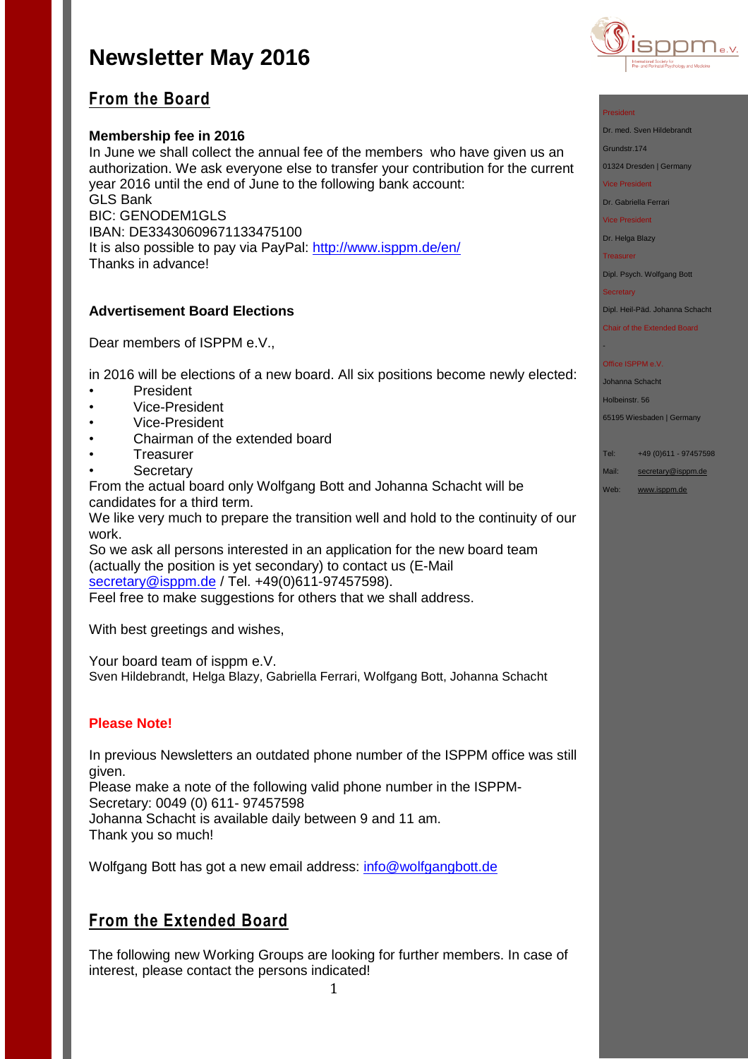# Newsletter May 2016

## From the Board

**Membership fee in 2016**

In June we shall collect the annual fee of the members who have given us an authorization. We ask everyone else to transfer your contribution for the current year 2016 until the end of June to the following bank account:
GLS Bank
BIC: GENODEM1GLS
IBAN: DE33430609671133475100
It is also possible to pay via PayPal: http://www.isppm.de/en/
Thanks in advance!

**Advertisement Board Elections**

Dear members of ISPPM e.V.,

in 2016 will be elections of a new board. All six positions become newly elected:

- President
- Vice-President
- Vice-President
- Chairman of the extended board
- Treasurer
- Secretary

From the actual board only Wolfgang Bott and Johanna Schacht will be candidates for a third term.
We like very much to prepare the transition well and hold to the continuity of our work.
So we ask all persons interested in an application for the new board team (actually the position is yet secondary) to contact us (E-Mail secretary@isppm.de / Tel. +49(0)611-97457598).
Feel free to make suggestions for others that we shall address.

With best greetings and wishes,

Your board team of isppm e.V.
Sven Hildebrandt, Helga Blazy, Gabriella Ferrari, Wolfgang Bott, Johanna Schacht

**Please Note!**

In previous Newsletters an outdated phone number of the ISPPM office was still given.
Please make a note of the following valid phone number in the ISPPM-Secretary: 0049 (0) 611- 97457598
Johanna Schacht is available daily between 9 and 11 am.
Thank you so much!

Wolfgang Bott has got a new email address: info@wolfgangbott.de

## From the Extended Board

The following new Working Groups are looking for further members. In case of interest, please contact the persons indicated!

isppm e.V.
International Society for Pre- and Perinatal Psychology and Medicine

President
Dr. med. Sven Hildebrandt
Grundstr.174
01324 Dresden | Germany

Vice President
Dr. Gabriella Ferrari

Vice President
Dr. Helga Blazy

Treasurer
Dipl. Psych. Wolfgang Bott

Secretary
Dipl. Heil-Päd. Johanna Schacht

Chair of the Extended Board
-

Office ISPPM e.V.
Johanna Schacht
Holbeinstr. 56
65195 Wiesbaden | Germany

Tel: +49 (0)611 - 97457598
Mail: secretary@isppm.de
Web: www.isppm.de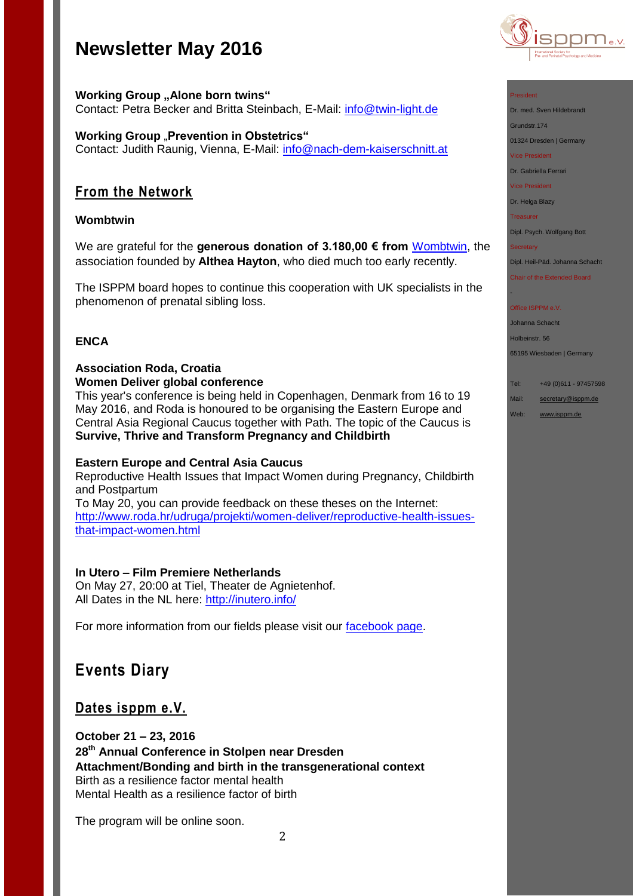# Newsletter May 2016

**Working Group „Alone born twins"**
Contact: Petra Becker and Britta Steinbach, E-Mail: info@twin-light.de

**Working Group „Prevention in Obstetrics"**
Contact: Judith Raunig, Vienna, E-Mail: info@nach-dem-kaiserschnitt.at

## From the Network

**Wombtwin**

We are grateful for the **generous donation of 3.180,00 € from** Wombtwin, the association founded by **Althea Hayton**, who died much too early recently.

The ISPPM board hopes to continue this cooperation with UK specialists in the phenomenon of prenatal sibling loss.

**ENCA**

**Association Roda, Croatia**
**Women Deliver global conference**
This year's conference is being held in Copenhagen, Denmark from 16 to 19 May 2016, and Roda is honoured to be organising the Eastern Europe and Central Asia Regional Caucus together with Path. The topic of the Caucus is **Survive, Thrive and Transform Pregnancy and Childbirth**

**Eastern Europe and Central Asia Caucus**
Reproductive Health Issues that Impact Women during Pregnancy, Childbirth and Postpartum
To May 20, you can provide feedback on these theses on the Internet: http://www.roda.hr/udruga/projekti/women-deliver/reproductive-health-issues-that-impact-women.html

**In Utero – Film Premiere Netherlands**
On May 27, 20:00 at Tiel, Theater de Agnietenhof.
All Dates in the NL here: http://inutero.info/

For more information from our fields please visit our facebook page.

# Events Diary

## Dates isppm e.V.

**October 21 – 23, 2016**
**28th Annual Conference in Stolpen near Dresden**
**Attachment/Bonding and birth in the transgenerational context**
Birth as a resilience factor mental health
Mental Health as a resilience factor of birth

The program will be online soon.

President
Dr. med. Sven Hildebrandt
Grundstr.174
01324 Dresden | Germany
Vice President
Dr. Gabriella Ferrari
Vice President
Dr. Helga Blazy
Treasurer
Dipl. Psych. Wolfgang Bott
Secretary
Dipl. Heil-Päd. Johanna Schacht
Chair of the Extended Board
-
Office ISPPM e.V.
Johanna Schacht
Holbeinstr. 56
65195 Wiesbaden | Germany

Tel: +49 (0)611 - 97457598
Mail: secretary@isppm.de
Web: www.isppm.de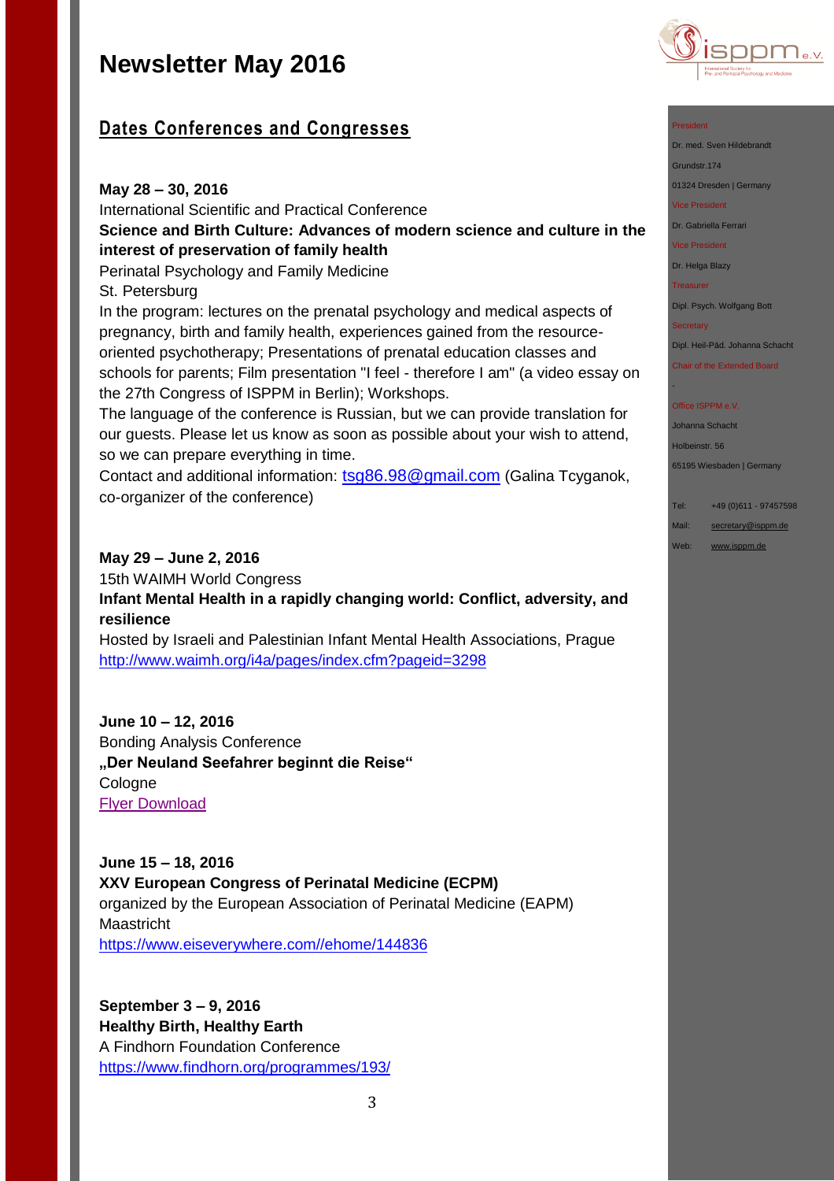# Newsletter May 2016

## Dates Conferences and Congresses

**May 28 – 30, 2016**
International Scientific and Practical Conference
**Science and Birth Culture: Advances of modern science and culture in the interest of preservation of family health**
Perinatal Psychology and Family Medicine
St. Petersburg
In the program: lectures on the prenatal psychology and medical aspects of pregnancy, birth and family health, experiences gained from the resource-oriented psychotherapy; Presentations of prenatal education classes and schools for parents; Film presentation "I feel - therefore I am" (a video essay on the 27th Congress of ISPPM in Berlin); Workshops.
The language of the conference is Russian, but we can provide translation for our guests. Please let us know as soon as possible about your wish to attend, so we can prepare everything in time.
Contact and additional information: tsg86.98@gmail.com (Galina Tcyganok, co-organizer of the conference)

**May 29 – June 2, 2016**
15th WAIMH World Congress
**Infant Mental Health in a rapidly changing world: Conflict, adversity, and resilience**
Hosted by Israeli and Palestinian Infant Mental Health Associations, Prague
http://www.waimh.org/i4a/pages/index.cfm?pageid=3298

**June 10 – 12, 2016**
Bonding Analysis Conference
**„Der Neuland Seefahrer beginnt die Reise“**
Cologne
Flyer Download

**June 15 – 18, 2016**
**XXV European Congress of Perinatal Medicine (ECPM)**
organized by the European Association of Perinatal Medicine (EAPM)
Maastricht
https://www.eiseverywhere.com//ehome/144836

**September 3 – 9, 2016**
**Healthy Birth, Healthy Earth**
A Findhorn Foundation Conference
https://www.findhorn.org/programmes/193/

President
Dr. med. Sven Hildebrandt
Grundstr.174
01324 Dresden | Germany
Vice President
Dr. Gabriella Ferrari
Vice President
Dr. Helga Blazy
Treasurer
Dipl. Psych. Wolfgang Bott
Secretary
Dipl. Heil-Päd. Johanna Schacht
Chair of the Extended Board
-
Office ISPPM e.V.
Johanna Schacht
Holbeinstr. 56
65195 Wiesbaden | Germany

Tel: +49 (0)611 - 97457598
Mail: secretary@isppm.de
Web: www.isppm.de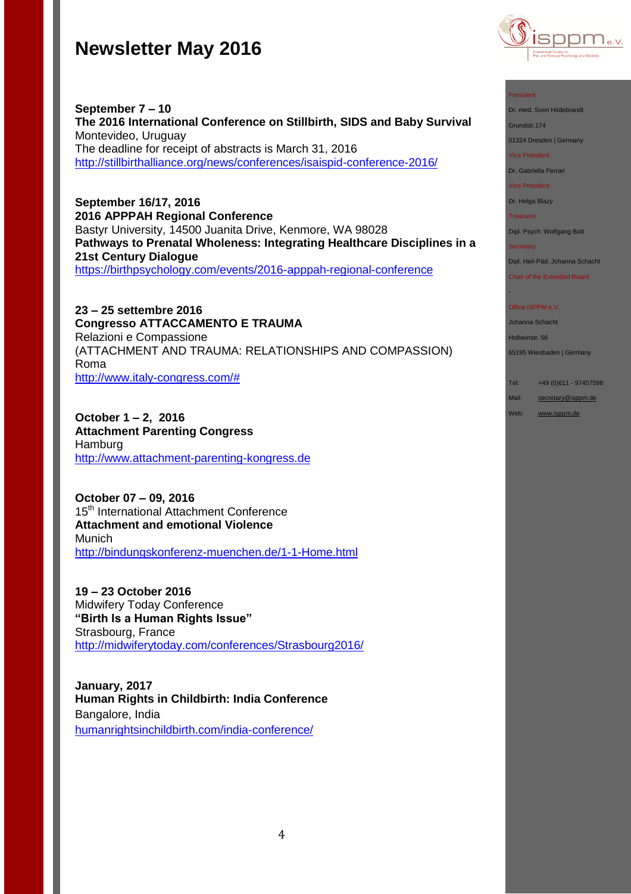September 7 – 10
**The 2016 International Conference on Stillbirth, SIDS and Baby Survival**
Montevideo, Uruguay
The deadline for receipt of abstracts is March 31, 2016
http://stillbirthalliance.org/news/conferences/isaispid-conference-2016/

**September 16/17, 2016**
**2016 APPPAH Regional Conference**
Bastyr University, 14500 Juanita Drive, Kenmore, WA 98028
**Pathways to Prenatal Wholeness: Integrating Healthcare Disciplines in a 21st Century Dialogue**
https://birthpsychology.com/events/2016-apppah-regional-conference

**23 – 25 settembre 2016**
**Congresso ATTACCAMENTO E TRAUMA**
Relazioni e Compassione
(ATTACHMENT AND TRAUMA: RELATIONSHIPS AND COMPASSION)
Roma
http://www.italy-congress.com/#

**October 1 – 2, 2016**
**Attachment Parenting Congress**
Hamburg
http://www.attachment-parenting-kongress.de

**October 07 – 09, 2016**
15th International Attachment Conference
**Attachment and emotional Violence**
Munich
http://bindungskonferenz-muenchen.de/1-1-Home.html

**19 – 23 October 2016**
Midwifery Today Conference
**"Birth Is a Human Rights Issue"**
Strasbourg, France
http://midwiferytoday.com/conferences/Strasbourg2016/

**January, 2017**
**Human Rights in Childbirth: India Conference**
Bangalore, India
humanrightsinchildbirth.com/india-conference/

President
Dr. med. Sven Hildebrandt
Grundstr.174
01324 Dresden | Germany
Vice President
Dr. Gabriella Ferrari
Vice President
Dr. Helga Blazy
Treasurer
Dipl. Psych. Wolfgang Bott
Secretary
Dipl. Heil-Päd. Johanna Schacht
Chair of the Extended Board
-
Office ISPPM e.V.
Johanna Schacht
Holbeinstr. 56
65195 Wiesbaden | Germany

Tel: +49 (0)611 - 97457598
Mail: secretary@isppm.de
Web: www.isppm.de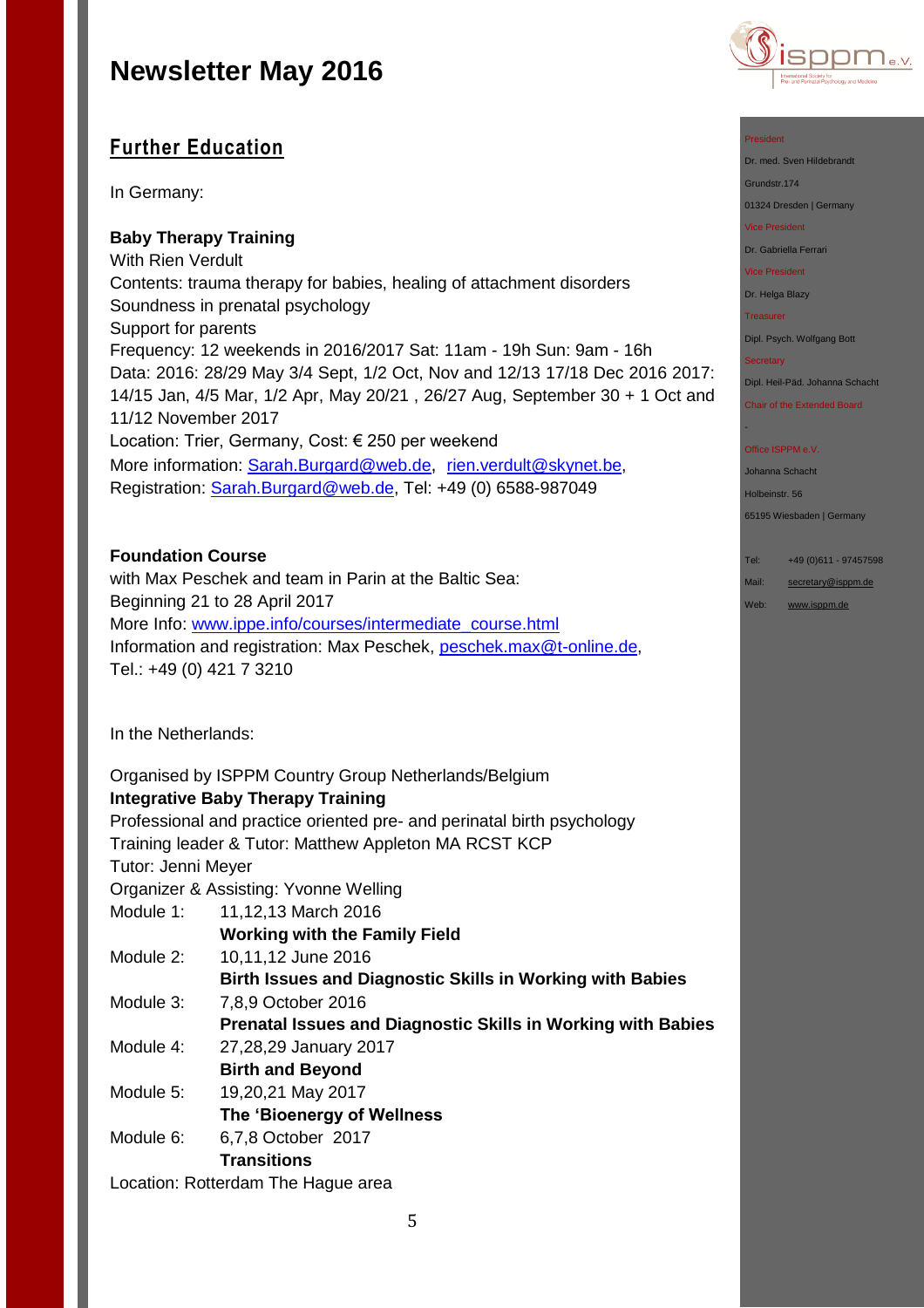# Newsletter May 2016

## Further Education

In Germany:

**Baby Therapy Training**
With Rien Verdult
Contents: trauma therapy for babies, healing of attachment disorders
Soundness in prenatal psychology
Support for parents
Frequency: 12 weekends in 2016/2017 Sat: 11am - 19h Sun: 9am - 16h
Data: 2016: 28/29 May 3/4 Sept, 1/2 Oct, Nov and 12/13 17/18 Dec 2016 2017: 14/15 Jan, 4/5 Mar, 1/2 Apr, May 20/21 , 26/27 Aug, September 30 + 1 Oct and 11/12 November 2017
Location: Trier, Germany, Cost: € 250 per weekend
More information: Sarah.Burgard@web.de, rien.verdult@skynet.be,
Registration: Sarah.Burgard@web.de, Tel: +49 (0) 6588-987049

**Foundation Course**
with Max Peschek and team in Parin at the Baltic Sea:
Beginning 21 to 28 April 2017
More Info: www.ippe.info/courses/intermediate_course.html
Information and registration: Max Peschek, peschek.max@t-online.de,
Tel.: +49 (0) 421 7 3210

In the Netherlands:

Organised by ISPPM Country Group Netherlands/Belgium
**Integrative Baby Therapy Training**
Professional and practice oriented pre- and perinatal birth psychology
Training leader & Tutor: Matthew Appleton MA RCST KCP
Tutor: Jenni Meyer
Organizer & Assisting: Yvonne Welling

| | |
|---|---|
| Module 1: | 11,12,13 March 2016<br>**Working with the Family Field** |
| Module 2: | 10,11,12 June 2016<br>**Birth Issues and Diagnostic Skills in Working with Babies** |
| Module 3: | 7,8,9 October 2016<br>**Prenatal Issues and Diagnostic Skills in Working with Babies** |
| Module 4: | 27,28,29 January 2017<br>**Birth and Beyond** |
| Module 5: | 19,20,21 May 2017<br>**The 'Bioenergy of Wellness** |
| Module 6: | 6,7,8 October 2017<br>**Transitions** |

Location: Rotterdam The Hague area

President
Dr. med. Sven Hildebrandt
Grundstr.174
01324 Dresden | Germany
Vice President
Dr. Gabriella Ferrari
Vice President
Dr. Helga Blazy
Treasurer
Dipl. Psych. Wolfgang Bott
Secretary
Dipl. Heil-Päd. Johanna Schacht
Chair of the Extended Board
-
Office ISPPM e.V.
Johanna Schacht
Holbeinstr. 56
65195 Wiesbaden | Germany

Tel: +49 (0)611 - 97457598
Mail: secretary@isppm.de
Web: www.isppm.de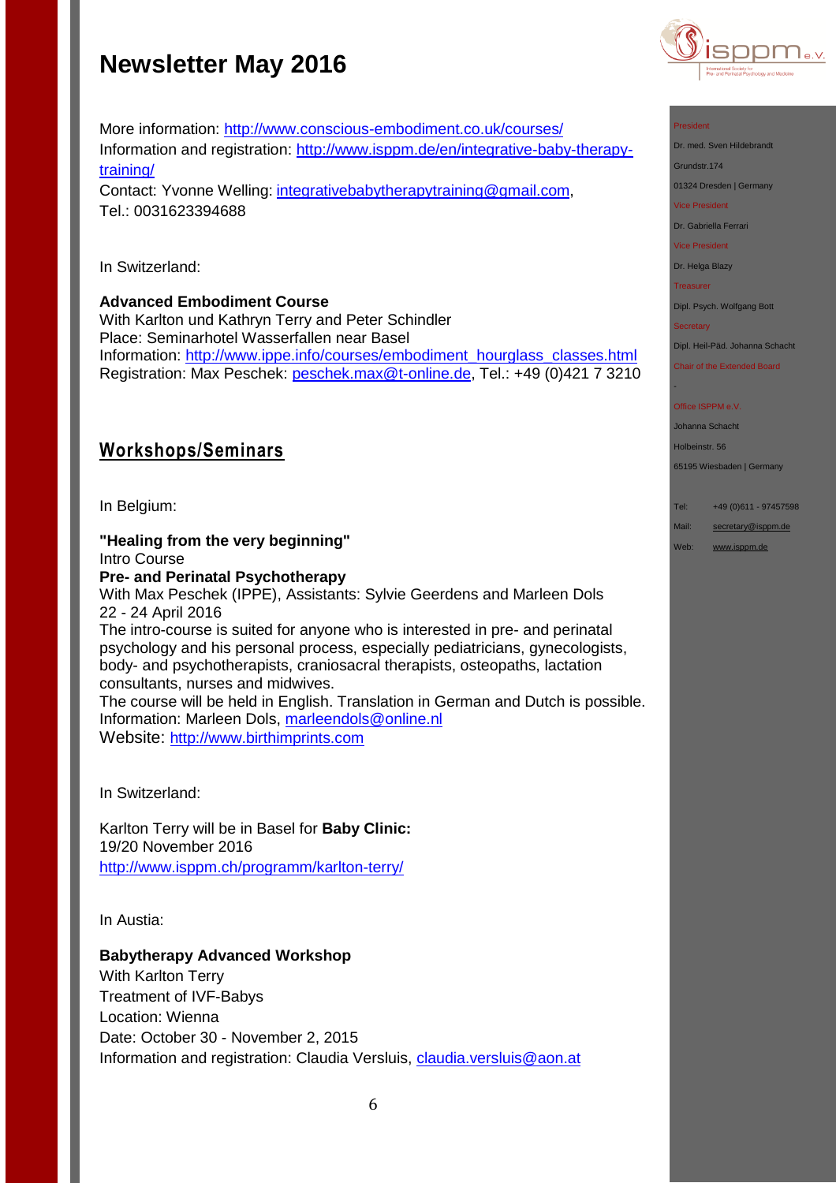More information: http://www.conscious-embodiment.co.uk/courses/
Information and registration: http://www.isppm.de/en/integrative-baby-therapy-training/
Contact: Yvonne Welling: integrativebabytherapytraining@gmail.com,
Tel.: 0031623394688

In Switzerland:

**Advanced Embodiment Course**
With Karlton und Kathryn Terry and Peter Schindler
Place: Seminarhotel Wasserfallen near Basel
Information: http://www.ippe.info/courses/embodiment_hourglass_classes.html
Registration: Max Peschek: peschek.max@t-online.de, Tel.: +49 (0)421 7 3210

## Workshops/Seminars

In Belgium:

**"Healing from the very beginning"**
Intro Course
**Pre- and Perinatal Psychotherapy**
With Max Peschek (IPPE), Assistants: Sylvie Geerdens and Marleen Dols
22 - 24 April 2016
The intro-course is suited for anyone who is interested in pre- and perinatal psychology and his personal process, especially pediatricians, gynecologists, body- and psychotherapists, craniosacral therapists, osteopaths, lactation consultants, nurses and midwives.
The course will be held in English. Translation in German and Dutch is possible.
Information: Marleen Dols, marleendols@online.nl
Website: http://www.birthimprints.com

In Switzerland:

Karlton Terry will be in Basel for **Baby Clinic:**
19/20 November 2016
http://www.isppm.ch/programm/karlton-terry/

In Austia:

**Babytherapy Advanced Workshop**
With Karlton Terry
Treatment of IVF-Babys
Location: Wienna
Date: October 30 - November 2, 2015
Information and registration: Claudia Versluis, claudia.versluis@aon.at

President
Dr. med. Sven Hildebrandt
Grundstr.174
01324 Dresden | Germany
Vice President
Dr. Gabriella Ferrari
Vice President
Dr. Helga Blazy
Treasurer
Dipl. Psych. Wolfgang Bott
Secretary
Dipl. Heil-Päd. Johanna Schacht
Chair of the Extended Board
-
Office ISPPM e.V.
Johanna Schacht
Holbeinstr. 56
65195 Wiesbaden | Germany

Tel: +49 (0)611 - 97457598
Mail: secretary@isppm.de
Web: www.isppm.de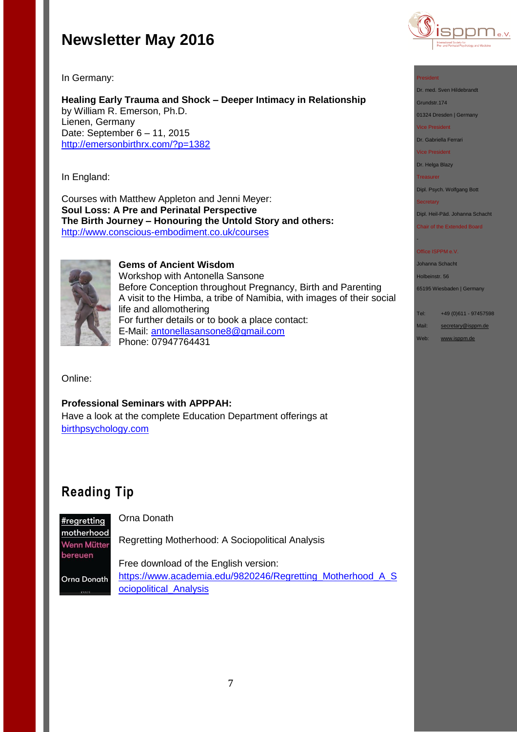# Newsletter May 2016

In Germany:

**Healing Early Trauma and Shock – Deeper Intimacy in Relationship**
by William R. Emerson, Ph.D.
Lienen, Germany
Date: September 6 – 11, 2015
http://emersonbirthrx.com/?p=1382

In England:

Courses with Matthew Appleton and Jenni Meyer:
**Soul Loss: A Pre and Perinatal Perspective**
**The Birth Journey – Honouring the Untold Story and others:**
http://www.conscious-embodiment.co.uk/courses

**Gems of Ancient Wisdom**
Workshop with Antonella Sansone
Before Conception throughout Pregnancy, Birth and Parenting
A visit to the Himba, a tribe of Namibia, with images of their social life and allomothering
For further details or to book a place contact:
E-Mail: antonellasansone8@gmail.com
Phone: 07947764431

Online:

**Professional Seminars with APPPAH:**
Have a look at the complete Education Department offerings at
birthpsychology.com

## Reading Tip

Orna Donath

Regretting Motherhood: A Sociopolitical Analysis

Free download of the English version:
https://www.academia.edu/9820246/Regretting_Motherhood_A_Sociopolitical_Analysis

President
Dr. med. Sven Hildebrandt
Grundstr.174
01324 Dresden | Germany

Vice President
Dr. Gabriella Ferrari

Vice President
Dr. Helga Blazy

Treasurer
Dipl. Psych. Wolfgang Bott

Secretary
Dipl. Heil-Päd. Johanna Schacht

Chair of the Extended Board
-

Office ISPPM e.V.
Johanna Schacht
Holbeinstr. 56
65195 Wiesbaden | Germany

Tel: +49 (0)611 - 97457598
Mail: secretary@isppm.de
Web: www.isppm.de